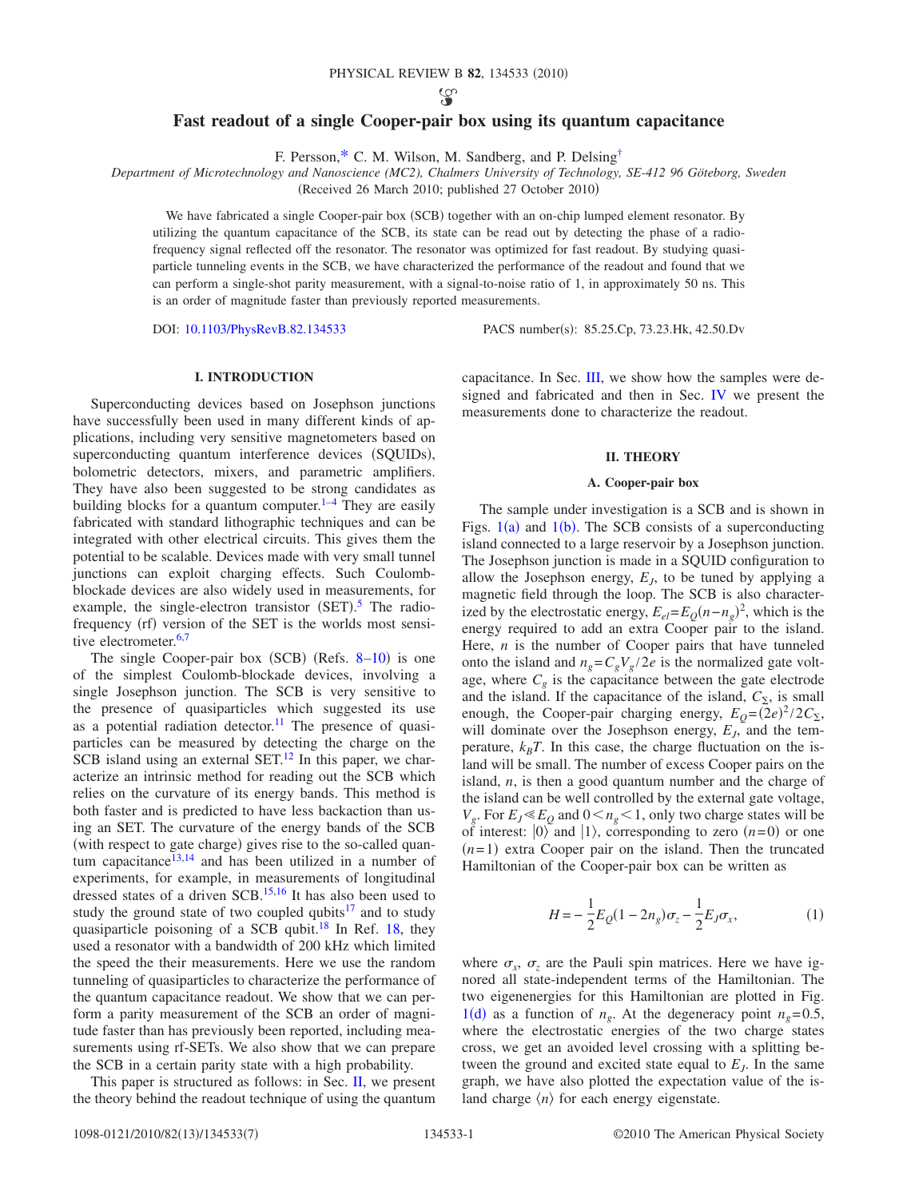# Fast readout of a single Cooper-pair box using its quantum capacitance

F. Persson,* C. M. Wilson, M. Sandberg, and P. Delsing†

*Department of Microtechnology and Nanoscience (MC2), Chalmers University of Technology, SE-412 96 Göteborg, Sweden*

(Received 26 March 2010; published 27 October 2010)

We have fabricated a single Cooper-pair box (SCB) together with an on-chip lumped element resonator. By utilizing the quantum capacitance of the SCB, its state can be read out by detecting the phase of a radio-frequency signal reflected off the resonator. The resonator was optimized for fast readout. By studying quasiparticle tunneling events in the SCB, we have characterized the performance of the readout and found that we can perform a single-shot parity measurement, with a signal-to-noise ratio of 1, in approximately 50 ns. This is an order of magnitude faster than previously reported measurements.

DOI: 10.1103/PhysRevB.82.134533 PACS number(s): 85.25.Cp, 73.23.Hk, 42.50.Dv

## I. INTRODUCTION

Superconducting devices based on Josephson junctions have successfully been used in many different kinds of applications, including very sensitive magnetometers based on superconducting quantum interference devices (SQUIDs), bolometric detectors, mixers, and parametric amplifiers. They have also been suggested to be strong candidates as building blocks for a quantum computer.[1–4] They are easily fabricated with standard lithographic techniques and can be integrated with other electrical circuits. This gives them the potential to be scalable. Devices made with very small tunnel junctions can exploit charging effects. Such Coulomb-blockade devices are also widely used in measurements, for example, the single-electron transistor (SET).[5] The radio-frequency (rf) version of the SET is the worlds most sensitive electrometer.[6,7]

The single Cooper-pair box (SCB) (Refs. 8–10) is one of the simplest Coulomb-blockade devices, involving a single Josephson junction. The SCB is very sensitive to the presence of quasiparticles which suggested its use as a potential radiation detector.[11] The presence of quasiparticles can be measured by detecting the charge on the SCB island using an external SET.[12] In this paper, we characterize an intrinsic method for reading out the SCB which relies on the curvature of its energy bands. This method is both faster and is predicted to have less backaction than using an SET. The curvature of the energy bands of the SCB (with respect to gate charge) gives rise to the so-called quantum capacitance[13,14] and has been utilized in a number of experiments, for example, in measurements of longitudinal dressed states of a driven SCB.[15,16] It has also been used to study the ground state of two coupled qubits[17] and to study quasiparticle poisoning of a SCB qubit.[18] In Ref. 18, they used a resonator with a bandwidth of 200 kHz which limited the speed the their measurements. Here we use the random tunneling of quasiparticles to characterize the performance of the quantum capacitance readout. We show that we can perform a parity measurement of the SCB an order of magnitude faster than has previously been reported, including measurements using rf-SETs. We also show that we can prepare the SCB in a certain parity state with a high probability.

This paper is structured as follows: in Sec. II, we present the theory behind the readout technique of using the quantum capacitance. In Sec. III, we show how the samples were designed and fabricated and then in Sec. IV we present the measurements done to characterize the readout.

## II. THEORY

### A. Cooper-pair box

The sample under investigation is a SCB and is shown in Figs. 1(a) and 1(b). The SCB consists of a superconducting island connected to a large reservoir by a Josephson junction. The Josephson junction is made in a SQUID configuration to allow the Josephson energy, $E_J$, to be tuned by applying a magnetic field through the loop. The SCB is also characterized by the electrostatic energy, $E_{el}=E_Q(n-n_g)^2$, which is the energy required to add an extra Cooper pair to the island. Here, $n$ is the number of Cooper pairs that have tunneled onto the island and $n_g=C_gV_g/2e$ is the normalized gate voltage, where $C_g$ is the capacitance between the gate electrode and the island. If the capacitance of the island, $C_\Sigma$, is small enough, the Cooper-pair charging energy, $E_Q=(2e)^2/2C_\Sigma$, will dominate over the Josephson energy, $E_J$, and the temperature, $k_BT$. In this case, the charge fluctuation on the island will be small. The number of excess Cooper pairs on the island, $n$, is then a good quantum number and the charge of the island can be well controlled by the external gate voltage, $V_g$. For $E_J \ll E_Q$ and $0<n_g<1$, only two charge states will be of interest: $|0\rangle$ and $|1\rangle$, corresponding to zero ($n=0$) or one ($n=1$) extra Cooper pair on the island. Then the truncated Hamiltonian of the Cooper-pair box can be written as

$$H=-\frac{1}{2}E_Q(1-2n_g)\sigma_z-\frac{1}{2}E_J\sigma_x, \tag{1}$$

where $\sigma_x$, $\sigma_z$ are the Pauli spin matrices. Here we have ignored all state-independent terms of the Hamiltonian. The two eigenenergies for this Hamiltonian are plotted in Fig. 1(d) as a function of $n_g$. At the degeneracy point $n_g=0.5$, where the electrostatic energies of the two charge states cross, we get an avoided level crossing with a splitting between the ground and excited state equal to $E_J$. In the same graph, we have also plotted the expectation value of the island charge $\langle n\rangle$ for each energy eigenstate.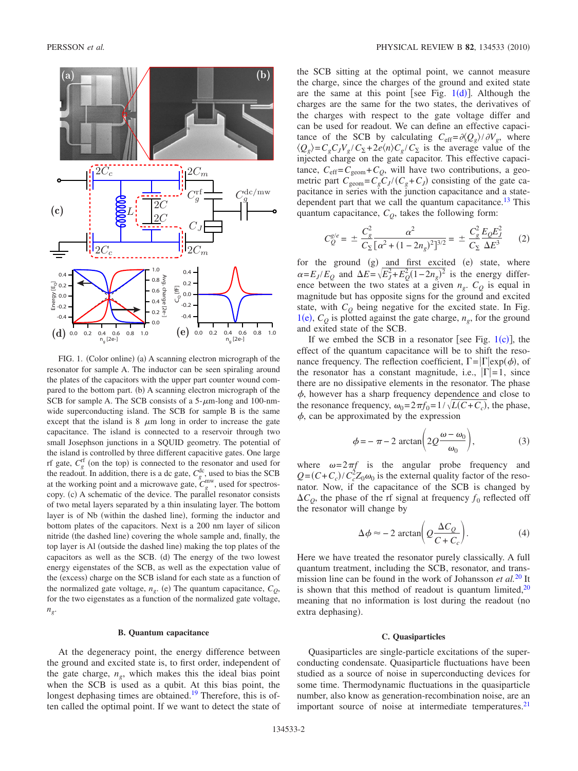FIG. 1. (Color online) (a) A scanning electron micrograph of the resonator for sample A. The inductor can be seen spiraling around the plates of the capacitors with the upper part counter wound compared to the bottom part. (b) A scanning electron micrograph of the SCB for sample A. The SCB consists of a 5-$\mu$m-long and 100-nm-wide superconducting island. The SCB for sample B is the same except that the island is 8 $\mu$m long in order to increase the gate capacitance. The island is connected to a reservoir through two small Josephson junctions in a SQUID geometry. The potential of the island is controlled by three different capacitive gates. One large rf gate, $C_g^{\rm rf}$ (on the top) is connected to the resonator and used for the readout. In addition, there is a dc gate, $C_g^{\rm dc}$, used to bias the SCB at the working point and a microwave gate, $C_g^{\rm mw}$, used for spectroscopy. (c) A schematic of the device. The parallel resonator consists of two metal layers separated by a thin insulating layer. The bottom layer is of Nb (within the dashed line), forming the inductor and bottom plates of the capacitors. Next is a 200 nm layer of silicon nitride (the dashed line) covering the whole sample and, finally, the top layer is Al (outside the dashed line) making the top plates of the capacitors as well as the SCB. (d) The energy of the two lowest energy eigenstates of the SCB, as well as the expectation value of the (excess) charge on the SCB island for each state as a function of the normalized gate voltage, $n_g$. (e) The quantum capacitance, $C_Q$, for the two eigenstates as a function of the normalized gate voltage, $n_g$.

### B. Quantum capacitance

At the degeneracy point, the energy difference between the ground and excited state is, to first order, independent of the gate charge, $n_g$, which makes this the ideal bias point when the SCB is used as a qubit. At this bias point, the longest dephasing times are obtained.[19] Therefore, this is often called the optimal point. If we want to detect the state of the SCB sitting at the optimal point, we cannot measure the charge, since the charges of the ground and exited state are the same at this point [see Fig. 1(d)]. Although the charges are the same for the two states, the derivatives of the charges with respect to the gate voltage differ and can be used for readout. We can define an effective capacitance of the SCB by calculating $C_{\rm eff}=\partial\langle Q_g\rangle/\partial V_g$, where $\langle Q_g\rangle = C_g C_J V_g/C_\Sigma + 2e\langle n\rangle C_g/C_\Sigma$ is the average value of the injected charge on the gate capacitor. This effective capacitance, $C_{\rm eff}=C_{\rm geom}+C_Q$, will have two contributions, a geometric part $C_{\rm geom}=C_gC_J/(C_g+C_J)$ consisting of the gate capacitance in series with the junction capacitance and a state-dependent part that we call the quantum capacitance.[13] This quantum capacitance, $C_Q$, takes the following form:

$$C_Q^{g/e} = \pm \frac{C_g^2}{C_\Sigma}\frac{\alpha^2}{[\alpha^2+(1-2n_g)^2]^{3/2}} = \pm \frac{C_g^2}{C_\Sigma}\frac{E_Q E_J^2}{\Delta E^3} \tag{2}$$

for the ground (g) and first excited (e) state, where $\alpha = E_J/E_Q$ and $\Delta E=\sqrt{E_J^2+E_Q^2(1-2n_g)^2}$ is the energy difference between the two states at a given $n_g$. $C_Q$ is equal in magnitude but has opposite signs for the ground and excited state, with $C_Q$ being negative for the excited state. In Fig. 1(e), $C_Q$ is plotted against the gate charge, $n_g$, for the ground and exited state of the SCB.

If we embed the SCB in a resonator [see Fig. 1(c)], the effect of the quantum capacitance will be to shift the resonance frequency. The reflection coefficient, $\Gamma = |\Gamma|\exp(\phi)$, of the resonator has a constant magnitude, i.e., $|\Gamma|=1$, since there are no dissipative elements in the resonator. The phase $\phi$, however has a sharp frequency dependence and close to the resonance frequency, $\omega_0 = 2\pi f_0 = 1/\sqrt{L(C+C_c)}$, the phase, $\phi$, can be approximated by the expression

$$\phi = -\pi - 2\arctan\left(2Q\frac{\omega-\omega_0}{\omega_0}\right), \tag{3}$$

where $\omega=2\pi f$ is the angular probe frequency and $Q=(C+C_c)/C_c^2 Z_0\omega_0$ is the external quality factor of the resonator. Now, if the capacitance of the SCB is changed by $\Delta C_Q$, the phase of the rf signal at frequency $f_0$ reflected off the resonator will change by

$$\Delta\phi \approx -2\arctan\left(Q\frac{\Delta C_Q}{C+C_c}\right). \tag{4}$$

Here we have treated the resonator purely classically. A full quantum treatment, including the SCB, resonator, and transmission line can be found in the work of Johansson *et al.*[20] It is shown that this method of readout is quantum limited,[20] meaning that no information is lost during the readout (no extra dephasing).

### C. Quasiparticles

Quasiparticles are single-particle excitations of the superconducting condensate. Quasiparticle fluctuations have been studied as a source of noise in superconducting devices for some time. Thermodynamic fluctuations in the quasiparticle number, also know as generation-recombination noise, are an important source of noise at intermediate temperatures.[21]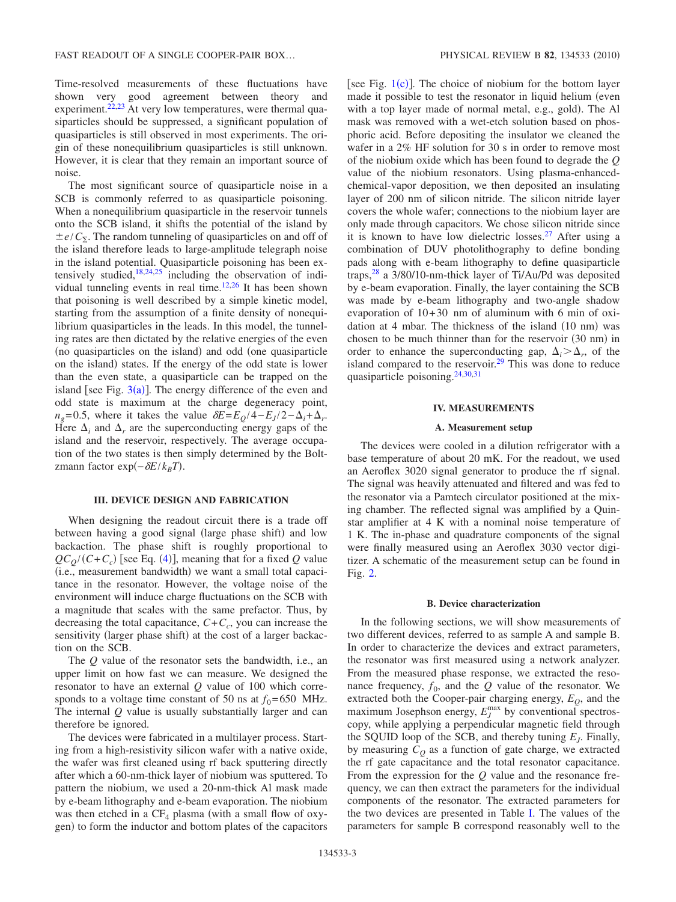Time-resolved measurements of these fluctuations have shown very good agreement between theory and experiment.[22,23] At very low temperatures, were thermal quasiparticles should be suppressed, a significant population of quasiparticles is still observed in most experiments. The origin of these nonequilibrium quasiparticles is still unknown. However, it is clear that they remain an important source of noise.

The most significant source of quasiparticle noise in a SCB is commonly referred to as quasiparticle poisoning. When a nonequilibrium quasiparticle in the reservoir tunnels onto the SCB island, it shifts the potential of the island by $\pm e/C_\Sigma$. The random tunneling of quasiparticles on and off of the island therefore leads to large-amplitude telegraph noise in the island potential. Quasiparticle poisoning has been extensively studied,[18,24,25] including the observation of individual tunneling events in real time.[12,26] It has been shown that poisoning is well described by a simple kinetic model, starting from the assumption of a finite density of nonequilibrium quasiparticles in the leads. In this model, the tunneling rates are then dictated by the relative energies of the even (no quasiparticles on the island) and odd (one quasiparticle on the island) states. If the energy of the odd state is lower than the even state, a quasiparticle can be trapped on the island [see Fig. 3(a)]. The energy difference of the even and odd state is maximum at the charge degeneracy point, $n_g=0.5$, where it takes the value $\delta E = E_Q/4 - E_J/2 - \Delta_i + \Delta_r$. Here $\Delta_i$ and $\Delta_r$ are the superconducting energy gaps of the island and the reservoir, respectively. The average occupation of the two states is then simply determined by the Boltzmann factor $\exp(-\delta E/k_B T)$.

## III. DEVICE DESIGN AND FABRICATION

When designing the readout circuit there is a trade off between having a good signal (large phase shift) and low backaction. The phase shift is roughly proportional to $QC_Q/(C+C_c)$ [see Eq. (4)], meaning that for a fixed $Q$ value (i.e., measurement bandwidth) we want a small total capacitance in the resonator. However, the voltage noise of the environment will induce charge fluctuations on the SCB with a magnitude that scales with the same prefactor. Thus, by decreasing the total capacitance, $C+C_c$, you can increase the sensitivity (larger phase shift) at the cost of a larger backaction on the SCB.

The $Q$ value of the resonator sets the bandwidth, i.e., an upper limit on how fast we can measure. We designed the resonator to have an external $Q$ value of 100 which corresponds to a voltage time constant of 50 ns at $f_0=650$ MHz. The internal $Q$ value is usually substantially larger and can therefore be ignored.

The devices were fabricated in a multilayer process. Starting from a high-resistivity silicon wafer with a native oxide, the wafer was first cleaned using rf back sputtering directly after which a 60-nm-thick layer of niobium was sputtered. To pattern the niobium, we used a 20-nm-thick Al mask made by e-beam lithography and e-beam evaporation. The niobium was then etched in a $CF_4$ plasma (with a small flow of oxygen) to form the inductor and bottom plates of the capacitors [see Fig. 1(c)]. The choice of niobium for the bottom layer made it possible to test the resonator in liquid helium (even with a top layer made of normal metal, e.g., gold). The Al mask was removed with a wet-etch solution based on phosphoric acid. Before depositing the insulator we cleaned the wafer in a 2% HF solution for 30 s in order to remove most of the niobium oxide which has been found to degrade the $Q$ value of the niobium resonators. Using plasma-enhanced-chemical-vapor deposition, we then deposited an insulating layer of 200 nm of silicon nitride. The silicon nitride layer covers the whole wafer; connections to the niobium layer are only made through capacitors. We chose silicon nitride since it is known to have low dielectric losses.[27] After using a combination of DUV photolithography to define bonding pads along with e-beam lithography to define quasiparticle traps,[28] a 3/80/10-nm-thick layer of Ti/Au/Pd was deposited by e-beam evaporation. Finally, the layer containing the SCB was made by e-beam lithography and two-angle shadow evaporation of 10+30 nm of aluminum with 6 min of oxidation at 4 mbar. The thickness of the island (10 nm) was chosen to be much thinner than for the reservoir (30 nm) in order to enhance the superconducting gap, $\Delta_i > \Delta_r$, of the island compared to the reservoir.[29] This was done to reduce quasiparticle poisoning.[24,30,31]

## IV. MEASUREMENTS

### A. Measurement setup

The devices were cooled in a dilution refrigerator with a base temperature of about 20 mK. For the readout, we used an Aeroflex 3020 signal generator to produce the rf signal. The signal was heavily attenuated and filtered and was fed to the resonator via a Pamtech circulator positioned at the mixing chamber. The reflected signal was amplified by a Quinstar amplifier at 4 K with a nominal noise temperature of 1 K. The in-phase and quadrature components of the signal were finally measured using an Aeroflex 3030 vector digitizer. A schematic of the measurement setup can be found in Fig. 2.

### B. Device characterization

In the following sections, we will show measurements of two different devices, referred to as sample A and sample B. In order to characterize the devices and extract parameters, the resonator was first measured using a network analyzer. From the measured phase response, we extracted the resonance frequency, $f_0$, and the $Q$ value of the resonator. We extracted both the Cooper-pair charging energy, $E_Q$, and the maximum Josephson energy, $E_J^{\max}$ by conventional spectroscopy, while applying a perpendicular magnetic field through the SQUID loop of the SCB, and thereby tuning $E_J$. Finally, by measuring $C_Q$ as a function of gate charge, we extracted the rf gate capacitance and the total resonator capacitance. From the expression for the $Q$ value and the resonance frequency, we can then extract the parameters for the individual components of the resonator. The extracted parameters for the two devices are presented in Table I. The values of the parameters for sample B correspond reasonably well to the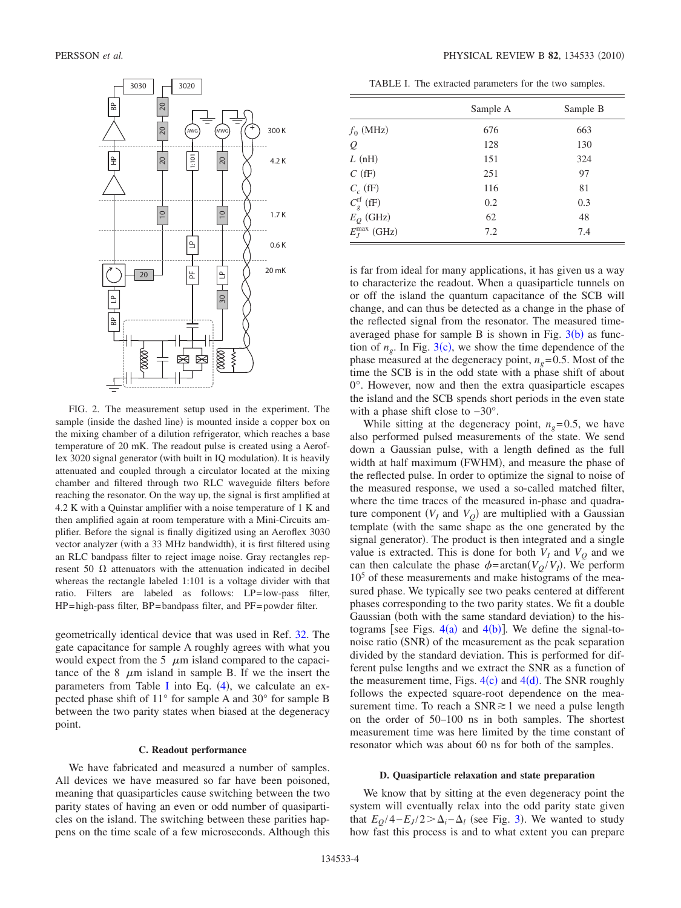FIG. 2. The measurement setup used in the experiment. The sample (inside the dashed line) is mounted inside a copper box on the mixing chamber of a dilution refrigerator, which reaches a base temperature of 20 mK. The readout pulse is created using a Aeroflex 3020 signal generator (with built in IQ modulation). It is heavily attenuated and coupled through a circulator located at the mixing chamber and filtered through two RLC waveguide filters before reaching the resonator. On the way up, the signal is first amplified at 4.2 K with a Quinstar amplifier with a noise temperature of 1 K and then amplified again at room temperature with a Mini-Circuits amplifier. Before the signal is finally digitized using an Aeroflex 3030 vector analyzer (with a 33 MHz bandwidth), it is first filtered using an RLC bandpass filter to reject image noise. Gray rectangles represent 50 Ω attenuators with the attenuation indicated in decibel whereas the rectangle labeled 1:101 is a voltage divider with that ratio. Filters are labeled as follows: LP=low-pass filter, HP=high-pass filter, BP=bandpass filter, and PF=powder filter.

geometrically identical device that was used in Ref. 32. The gate capacitance for sample A roughly agrees with what you would expect from the 5 μm island compared to the capacitance of the 8 μm island in sample B. If we the insert the parameters from Table I into Eq. (4), we calculate an expected phase shift of 11° for sample A and 30° for sample B between the two parity states when biased at the degeneracy point.

### C. Readout performance

We have fabricated and measured a number of samples. All devices we have measured so far have been poisoned, meaning that quasiparticles cause switching between the two parity states of having an even or odd number of quasiparticles on the island. The switching between these parities happens on the time scale of a few microseconds. Although this is far from ideal for many applications, it has given us a way to characterize the readout. When a quasiparticle tunnels on or off the island the quantum capacitance of the SCB will change, and can thus be detected as a change in the phase of the reflected signal from the resonator. The measured time-averaged phase for sample B is shown in Fig. 3(b) as function of $n_g$. In Fig. 3(c), we show the time dependence of the phase measured at the degeneracy point, $n_g$=0.5. Most of the time the SCB is in the odd state with a phase shift of about 0°. However, now and then the extra quasiparticle escapes the island and the SCB spends short periods in the even state with a phase shift close to −30°.

TABLE I. The extracted parameters for the two samples.

| | Sample A | Sample B |
|---|---|---|
| $f_0$ (MHz) | 676 | 663 |
| $Q$ | 128 | 130 |
| $L$ (nH) | 151 | 324 |
| $C$ (fF) | 251 | 97 |
| $C_c$ (fF) | 116 | 81 |
| $C_g^{\mathrm{rf}}$ (fF) | 0.2 | 0.3 |
| $E_Q$ (GHz) | 62 | 48 |
| $E_J^{\max}$ (GHz) | 7.2 | 7.4 |

While sitting at the degeneracy point, $n_g$=0.5, we have also performed pulsed measurements of the state. We send down a Gaussian pulse, with a length defined as the full width at half maximum (FWHM), and measure the phase of the reflected pulse. In order to optimize the signal to noise of the measured response, we used a so-called matched filter, where the time traces of the measured in-phase and quadrature component ($V_I$ and $V_Q$) are multiplied with a Gaussian template (with the same shape as the one generated by the signal generator). The product is then integrated and a single value is extracted. This is done for both $V_I$ and $V_Q$ and we can then calculate the phase $\phi=\arctan(V_Q/V_I)$. We perform $10^5$ of these measurements and make histograms of the measured phase. We typically see two peaks centered at different phases corresponding to the two parity states. We fit a double Gaussian (both with the same standard deviation) to the histograms [see Figs. 4(a) and 4(b)]. We define the signal-to-noise ratio (SNR) of the measurement as the peak separation divided by the standard deviation. This is performed for different pulse lengths and we extract the SNR as a function of the measurement time, Figs. 4(c) and 4(d). The SNR roughly follows the expected square-root dependence on the measurement time. To reach a SNR$\gtrsim$1 we need a pulse length on the order of 50–100 ns in both samples. The shortest measurement time was here limited by the time constant of resonator which was about 60 ns for both of the samples.

### D. Quasiparticle relaxation and state preparation

We know that by sitting at the even degeneracy point the system will eventually relax into the odd parity state given that $E_Q/4-E_J/2>\Delta_i-\Delta_l$ (see Fig. 3). We wanted to study how fast this process is and to what extent you can prepare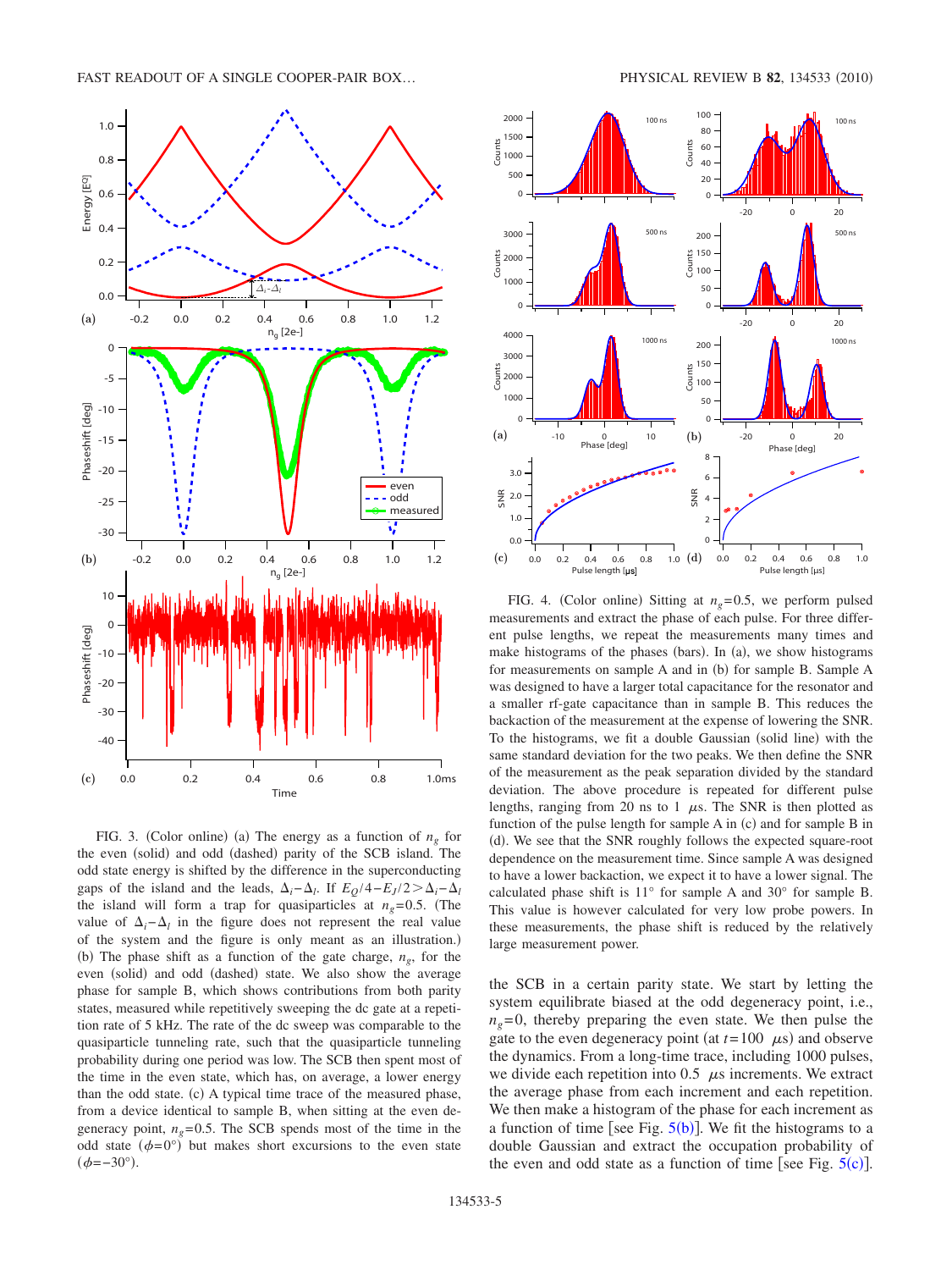FIG. 3. (Color online) (a) The energy as a function of $n_g$ for the even (solid) and odd (dashed) parity of the SCB island. The odd state energy is shifted by the difference in the superconducting gaps of the island and the leads, $\Delta_i - \Delta_l$. If $E_Q/4 - E_J/2 > \Delta_i - \Delta_l$ the island will form a trap for quasiparticles at $n_g = 0.5$. (The value of $\Delta_i - \Delta_l$ in the figure does not represent the real value of the system and the figure is only meant as an illustration.) (b) The phase shift as a function of the gate charge, $n_g$, for the even (solid) and odd (dashed) state. We also show the average phase for sample B, which shows contributions from both parity states, measured while repetitively sweeping the dc gate at a repetition rate of 5 kHz. The rate of the dc sweep was comparable to the quasiparticle tunneling rate, such that the quasiparticle tunneling probability during one period was low. The SCB then spent most of the time in the even state, which has, on average, a lower energy than the odd state. (c) A typical time trace of the measured phase, from a device identical to sample B, when sitting at the even degeneracy point, $n_g = 0.5$. The SCB spends most of the time in the odd state ($\phi = 0°$) but makes short excursions to the even state ($\phi = -30°$).

FIG. 4. (Color online) Sitting at $n_g = 0.5$, we perform pulsed measurements and extract the phase of each pulse. For three different pulse lengths, we repeat the measurements many times and make histograms of the phases (bars). In (a), we show histograms for measurements on sample A and in (b) for sample B. Sample A was designed to have a larger total capacitance for the resonator and a smaller rf-gate capacitance than in sample B. This reduces the backaction of the measurement at the expense of lowering the SNR. To the histograms, we fit a double Gaussian (solid line) with the same standard deviation for the two peaks. We then define the SNR of the measurement as the peak separation divided by the standard deviation. The above procedure is repeated for different pulse lengths, ranging from 20 ns to 1 $\mu$s. The SNR is then plotted as function of the pulse length for sample A in (c) and for sample B in (d). We see that the SNR roughly follows the expected square-root dependence on the measurement time. Since sample A was designed to have a lower backaction, we expect it to have a lower signal. The calculated phase shift is 11° for sample A and 30° for sample B. This value is however calculated for very low probe powers. In these measurements, the phase shift is reduced by the relatively large measurement power.

the SCB in a certain parity state. We start by letting the system equilibrate biased at the odd degeneracy point, i.e., $n_g = 0$, thereby preparing the even state. We then pulse the gate to the even degeneracy point (at $t = 100$ $\mu$s) and observe the dynamics. From a long-time trace, including 1000 pulses, we divide each repetition into 0.5 $\mu$s increments. We extract the average phase from each increment and each repetition. We then make a histogram of the phase for each increment as a function of time [see Fig. 5(b)]. We fit the histograms to a double Gaussian and extract the occupation probability of the even and odd state as a function of time [see Fig. 5(c)].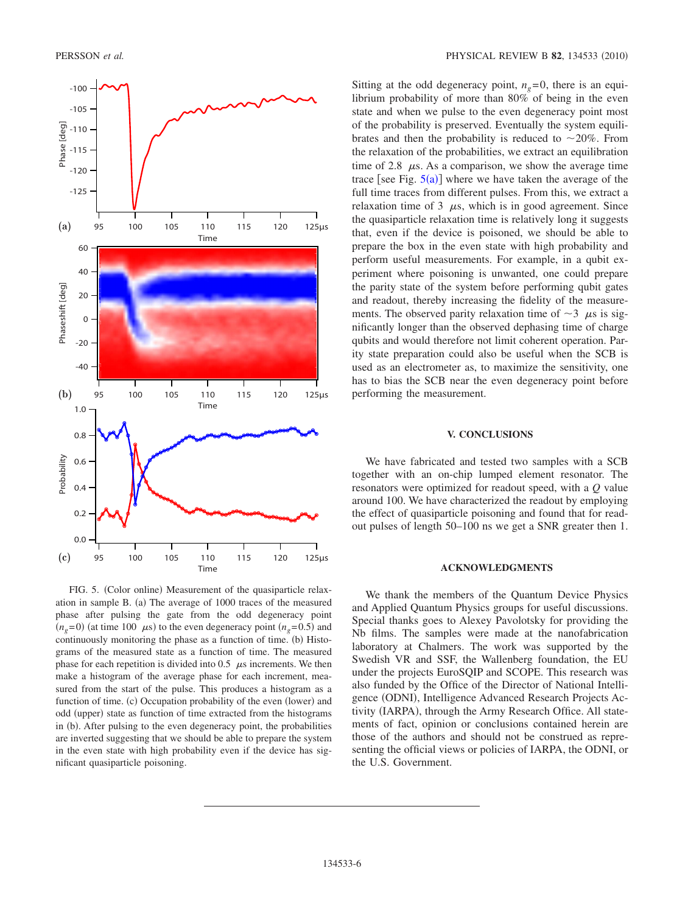(a)

Phase [deg]

-100

-105

-110

-115

-120

-125

95 100 105 110 115 120 125μs

Time

(b)

Phaseshift [deg]

60

40

20

0

-20

-40

95 100 105 110 115 120 125μs

Time

(c)

Probability

1.0

0.8

0.6

0.4

0.2

0.0

95 100 105 110 115 120 125μs

Time

FIG. 5. (Color online) Measurement of the quasiparticle relaxation in sample B. (a) The average of 1000 traces of the measured phase after pulsing the gate from the odd degeneracy point ($n_g$=0) (at time 100 μs) to the even degeneracy point ($n_g$=0.5) and continuously monitoring the phase as a function of time. (b) Histograms of the measured state as a function of time. The measured phase for each repetition is divided into 0.5 μs increments. We then make a histogram of the average phase for each increment, measured from the start of the pulse. This produces a histogram as a function of time. (c) Occupation probability of the even (lower) and odd (upper) state as function of time extracted from the histograms in (b). After pulsing to the even degeneracy point, the probabilities are inverted suggesting that we should be able to prepare the system in the even state with high probability even if the device has significant quasiparticle poisoning.

Sitting at the odd degeneracy point, $n_g$=0, there is an equilibrium probability of more than 80% of being in the even state and when we pulse to the even degeneracy point most of the probability is preserved. Eventually the system equilibrates and then the probability is reduced to ~20%. From the relaxation of the probabilities, we extract an equilibration time of 2.8 μs. As a comparison, we show the average time trace [see Fig. 5(a)] where we have taken the average of the full time traces from different pulses. From this, we extract a relaxation time of 3 μs, which is in good agreement. Since the quasiparticle relaxation time is relatively long it suggests that, even if the device is poisoned, we should be able to prepare the box in the even state with high probability and perform useful measurements. For example, in a qubit experiment where poisoning is unwanted, one could prepare the parity state of the system before performing qubit gates and readout, thereby increasing the fidelity of the measurements. The observed parity relaxation time of ~3 μs is significantly longer than the observed dephasing time of charge qubits and would therefore not limit coherent operation. Parity state preparation could also be useful when the SCB is used as an electrometer as, to maximize the sensitivity, one has to bias the SCB near the even degeneracy point before performing the measurement.

## V. CONCLUSIONS

We have fabricated and tested two samples with a SCB together with an on-chip lumped element resonator. The resonators were optimized for readout speed, with a $Q$ value around 100. We have characterized the readout by employing the effect of quasiparticle poisoning and found that for readout pulses of length 50–100 ns we get a SNR greater then 1.

## ACKNOWLEDGMENTS

We thank the members of the Quantum Device Physics and Applied Quantum Physics groups for useful discussions. Special thanks goes to Alexey Pavolotsky for providing the Nb films. The samples were made at the nanofabrication laboratory at Chalmers. The work was supported by the Swedish VR and SSF, the Wallenberg foundation, the EU under the projects EuroSQIP and SCOPE. This research was also funded by the Office of the Director of National Intelligence (ODNI), Intelligence Advanced Research Projects Activity (IARPA), through the Army Research Office. All statements of fact, opinion or conclusions contained herein are those of the authors and should not be construed as representing the official views or policies of IARPA, the ODNI, or the U.S. Government.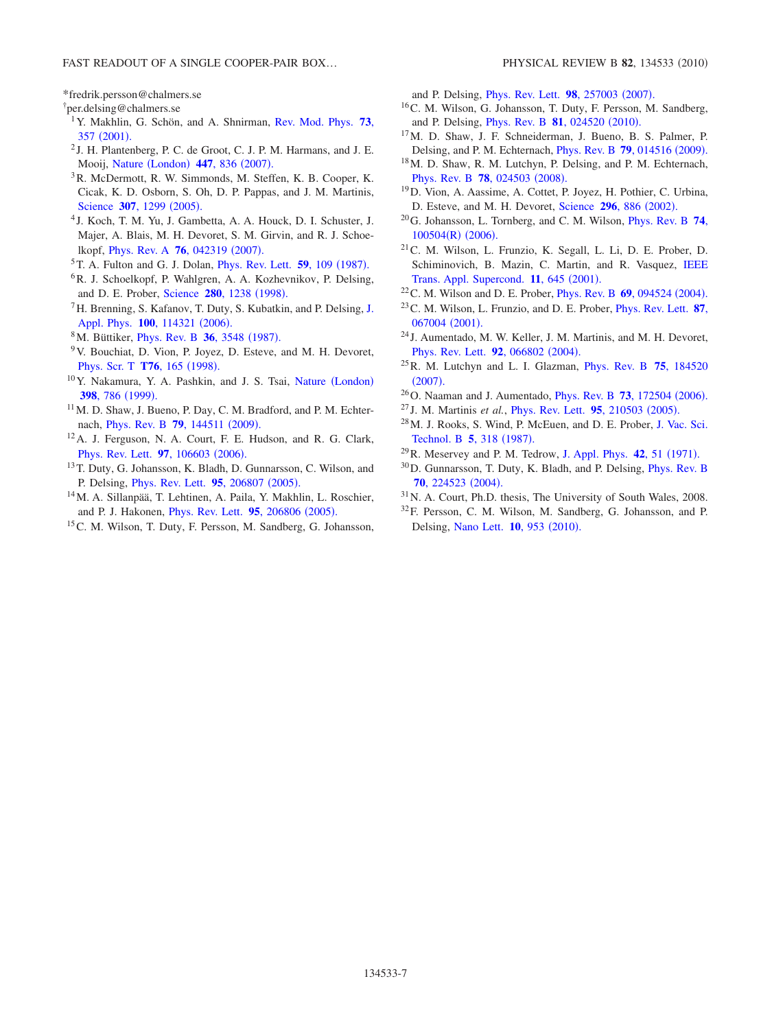*fredrik.persson@chalmers.se

†per.delsing@chalmers.se

[1] Y. Makhlin, G. Schön, and A. Shnirman, Rev. Mod. Phys. **73**, 357 (2001).

[2] J. H. Plantenberg, P. C. de Groot, C. J. P. M. Harmans, and J. E. Mooij, Nature (London) **447**, 836 (2007).

[3] R. McDermott, R. W. Simmonds, M. Steffen, K. B. Cooper, K. Cicak, K. D. Osborn, S. Oh, D. P. Pappas, and J. M. Martinis, Science **307**, 1299 (2005).

[4] J. Koch, T. M. Yu, J. Gambetta, A. A. Houck, D. I. Schuster, J. Majer, A. Blais, M. H. Devoret, S. M. Girvin, and R. J. Schoelkopf, Phys. Rev. A **76**, 042319 (2007).

[5] T. A. Fulton and G. J. Dolan, Phys. Rev. Lett. **59**, 109 (1987).

[6] R. J. Schoelkopf, P. Wahlgren, A. A. Kozhevnikov, P. Delsing, and D. E. Prober, Science **280**, 1238 (1998).

[7] H. Brenning, S. Kafanov, T. Duty, S. Kubatkin, and P. Delsing, J. Appl. Phys. **100**, 114321 (2006).

[8] M. Büttiker, Phys. Rev. B **36**, 3548 (1987).

[9] V. Bouchiat, D. Vion, P. Joyez, D. Esteve, and M. H. Devoret, Phys. Scr. T **T76**, 165 (1998).

[10] Y. Nakamura, Y. A. Pashkin, and J. S. Tsai, Nature (London) **398**, 786 (1999).

[11] M. D. Shaw, J. Bueno, P. Day, C. M. Bradford, and P. M. Echternach, Phys. Rev. B **79**, 144511 (2009).

[12] A. J. Ferguson, N. A. Court, F. E. Hudson, and R. G. Clark, Phys. Rev. Lett. **97**, 106603 (2006).

[13] T. Duty, G. Johansson, K. Bladh, D. Gunnarsson, C. Wilson, and P. Delsing, Phys. Rev. Lett. **95**, 206807 (2005).

[14] M. A. Sillanpää, T. Lehtinen, A. Paila, Y. Makhlin, L. Roschier, and P. J. Hakonen, Phys. Rev. Lett. **95**, 206806 (2005).

[15] C. M. Wilson, T. Duty, F. Persson, M. Sandberg, G. Johansson, and P. Delsing, Phys. Rev. Lett. **98**, 257003 (2007).

[16] C. M. Wilson, G. Johansson, T. Duty, F. Persson, M. Sandberg, and P. Delsing, Phys. Rev. B **81**, 024520 (2010).

[17] M. D. Shaw, J. F. Schneiderman, J. Bueno, B. S. Palmer, P. Delsing, and P. M. Echternach, Phys. Rev. B **79**, 014516 (2009).

[18] M. D. Shaw, R. M. Lutchyn, P. Delsing, and P. M. Echternach, Phys. Rev. B **78**, 024503 (2008).

[19] D. Vion, A. Aassime, A. Cottet, P. Joyez, H. Pothier, C. Urbina, D. Esteve, and M. H. Devoret, Science **296**, 886 (2002).

[20] G. Johansson, L. Tornberg, and C. M. Wilson, Phys. Rev. B **74**, 100504(R) (2006).

[21] C. M. Wilson, L. Frunzio, K. Segall, L. Li, D. E. Prober, D. Schiminovich, B. Mazin, C. Martin, and R. Vasquez, IEEE Trans. Appl. Supercond. **11**, 645 (2001).

[22] C. M. Wilson and D. E. Prober, Phys. Rev. B **69**, 094524 (2004).

[23] C. M. Wilson, L. Frunzio, and D. E. Prober, Phys. Rev. Lett. **87**, 067004 (2001).

[24] J. Aumentado, M. W. Keller, J. M. Martinis, and M. H. Devoret, Phys. Rev. Lett. **92**, 066802 (2004).

[25] R. M. Lutchyn and L. I. Glazman, Phys. Rev. B **75**, 184520 (2007).

[26] O. Naaman and J. Aumentado, Phys. Rev. B **73**, 172504 (2006).

[27] J. M. Martinis *et al.*, Phys. Rev. Lett. **95**, 210503 (2005).

[28] M. J. Rooks, S. Wind, P. McEuen, and D. E. Prober, J. Vac. Sci. Technol. B **5**, 318 (1987).

[29] R. Meservey and P. M. Tedrow, J. Appl. Phys. **42**, 51 (1971).

[30] D. Gunnarsson, T. Duty, K. Bladh, and P. Delsing, Phys. Rev. B **70**, 224523 (2004).

[31] N. A. Court, Ph.D. thesis, The University of South Wales, 2008.

[32] F. Persson, C. M. Wilson, M. Sandberg, G. Johansson, and P. Delsing, Nano Lett. **10**, 953 (2010).